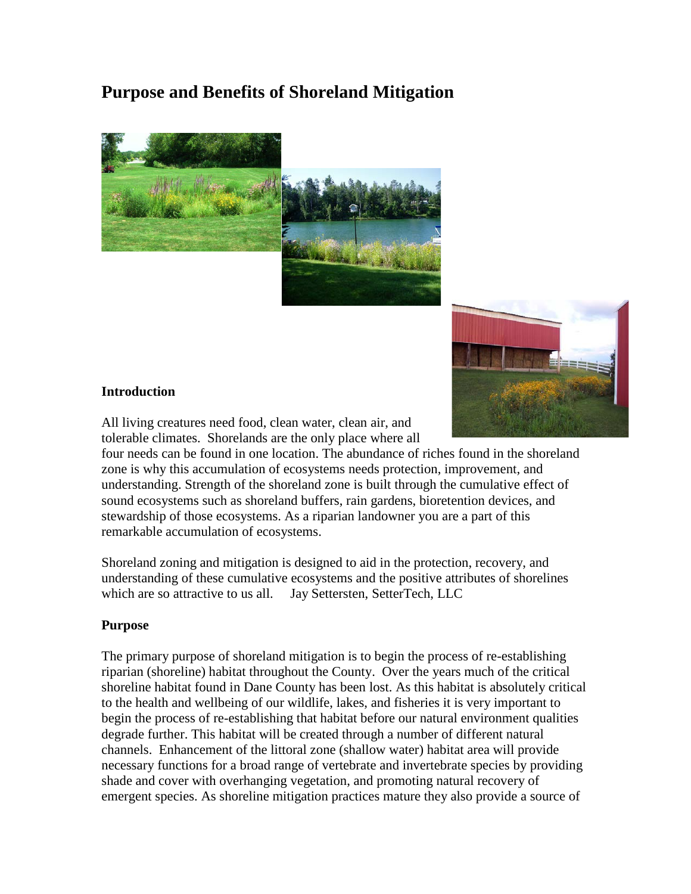# Purpose and Benefits of Shoreland Mitigation

### Introduction

All living creatures need food, clean water, clean air, and tolerable climates. Shorelands are the only place where all four needs can be found in one location. The abundance of riches found in the shoreland zone is why this accumulation of ecosystems needs protection, improvement, and understanding. Strength of the shoreland zone is built through the cumulative effect of sound ecosystems such as shoreland buffers, rain gardens, bioretention devices, and stewardship of those ecosystems. As a riparian landowner you are a part of this remarkable accumulation of ecosystems.

Shoreland zoning and mitigation is designed to aid in the protection, recovery, and understanding of these cumulative ecosystems and the positive attributes of shorelines which are so attractive to us all. Jay Settersten, SetterTech, LLC

### Purpose

The primary purpose of shoreland mitigation is to begin the process of re-establishing riparian (shoreline) habitat throughout the County. Over the years much of the critical shoreline habitat found in Dane County has been lost. As this habitat is absolutely critical to the health and wellbeing of our wildlife, lakes, and fisheries it is very important to begin the process of re-establishing that habitat before our natural environment qualities degrade further. This habitat will be created through a number of different natural channels. Enhancement of the littoral zone (shallow water) habitat area will provide necessary functions for a broad range of vertebrate and invertebrate species by providing shade and cover with overhanging vegetation, and promoting natural recovery of emergent species. As shoreline mitigation practices mature they also provide a source of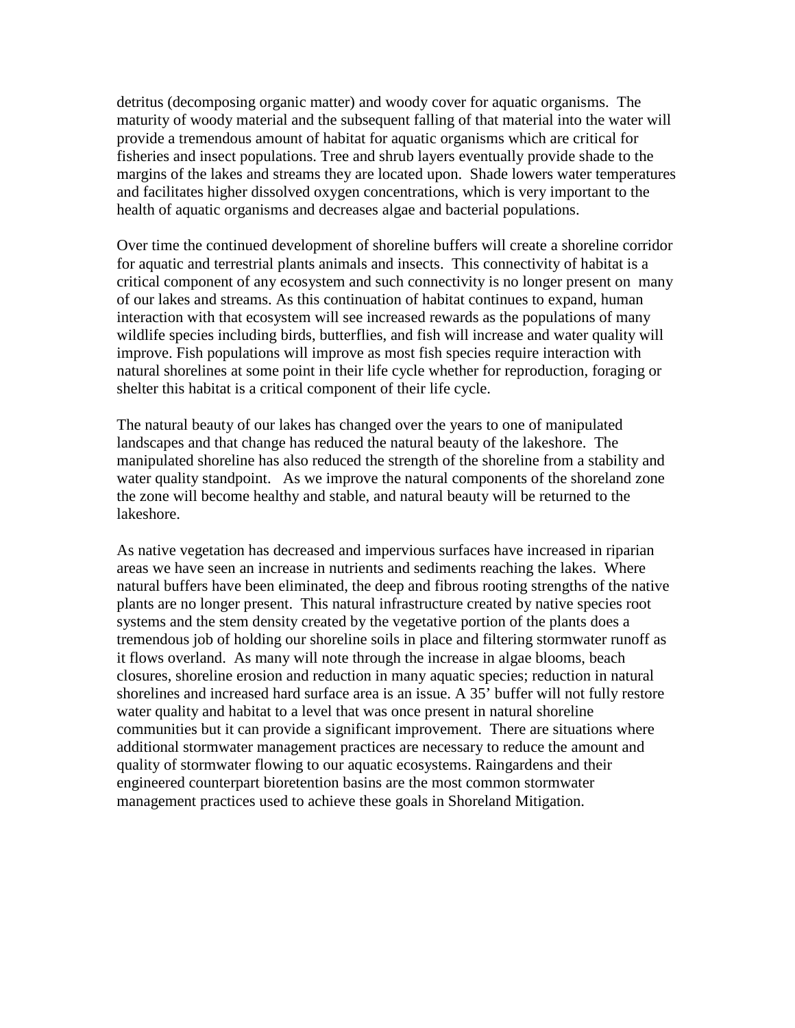detritus (decomposing organic matter) and woody cover for aquatic organisms. The maturity of woody material and the subsequent falling of that material into the water will provide a tremendous amount of habitat for aquatic organisms which are critical for fisheries and insect populations. Tree and shrub layers eventually provide shade to the margins of the lakes and streams they are located upon. Shade lowers water temperatures and facilitates higher dissolved oxygen concentrations, which is very important to the health of aquatic organisms and decreases algae and bacterial populations.

Over time the continued development of shoreline buffers will create a shoreline corridor for aquatic and terrestrial plants animals and insects. This connectivity of habitat is a critical component of any ecosystem and such connectivity is no longer present on many of our lakes and streams. As this continuation of habitat continues to expand, human interaction with that ecosystem will see increased rewards as the populations of many wildlife species including birds, butterflies, and fish will increase and water quality will improve. Fish populations will improve as most fish species require interaction with natural shorelines at some point in their life cycle whether for reproduction, foraging or shelter this habitat is a critical component of their life cycle.

The natural beauty of our lakes has changed over the years to one of manipulated landscapes and that change has reduced the natural beauty of the lakeshore. The manipulated shoreline has also reduced the strength of the shoreline from a stability and water quality standpoint. As we improve the natural components of the shoreland zone the zone will become healthy and stable, and natural beauty will be returned to the lakeshore.

As native vegetation has decreased and impervious surfaces have increased in riparian areas we have seen an increase in nutrients and sediments reaching the lakes. Where natural buffers have been eliminated, the deep and fibrous rooting strengths of the native plants are no longer present. This natural infrastructure created by native species root systems and the stem density created by the vegetative portion of the plants does a tremendous job of holding our shoreline soils in place and filtering stormwater runoff as it flows overland. As many will note through the increase in algae blooms, beach closures, shoreline erosion and reduction in many aquatic species; reduction in natural shorelines and increased hard surface area is an issue. A 35' buffer will not fully restore water quality and habitat to a level that was once present in natural shoreline communities but it can provide a significant improvement. There are situations where additional stormwater management practices are necessary to reduce the amount and quality of stormwater flowing to our aquatic ecosystems. Raingardens and their engineered counterpart bioretention basins are the most common stormwater management practices used to achieve these goals in Shoreland Mitigation.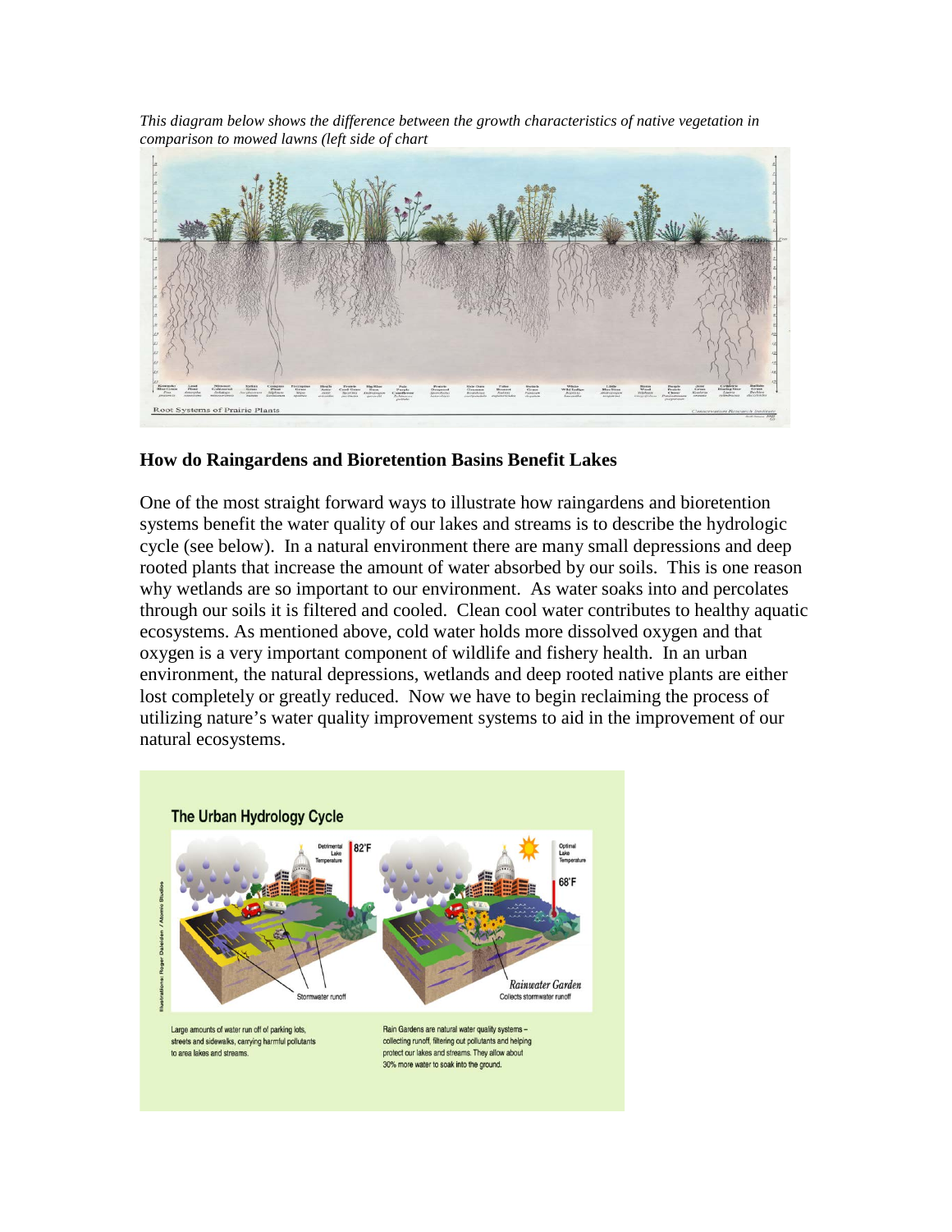*This diagram below shows the difference between the growth characteristics of native vegetation in comparison to mowed lawns (left side of chart*

**How do Raingardens and Bioretention Basins Benefit Lakes**

One of the most straight forward ways to illustrate how raingardens and bioretention systems benefit the water quality of our lakes and streams is to describe the hydrologic cycle (see below). In a natural environment there are many small depressions and deep rooted plants that increase the amount of water absorbed by our soils. This is one reason why wetlands are so important to our environment. As water soaks into and percolates through our soils it is filtered and cooled. Clean cool water contributes to healthy aquatic ecosystems. As mentioned above, cold water holds more dissolved oxygen and that oxygen is a very important component of wildlife and fishery health. In an urban environment, the natural depressions, wetlands and deep rooted native plants are either lost completely or greatly reduced. Now we have to begin reclaiming the process of utilizing nature's water quality improvement systems to aid in the improvement of our natural ecosystems.

Large amounts of water run off of parking lots, streets and sidewalks, carrying harmful pollutants to area lakes and streams.

Rain Gardens are natural water quality systems – collecting runoff, filtering out pollutants and helping protect our lakes and streams. They allow about 30% more water to soak into the ground.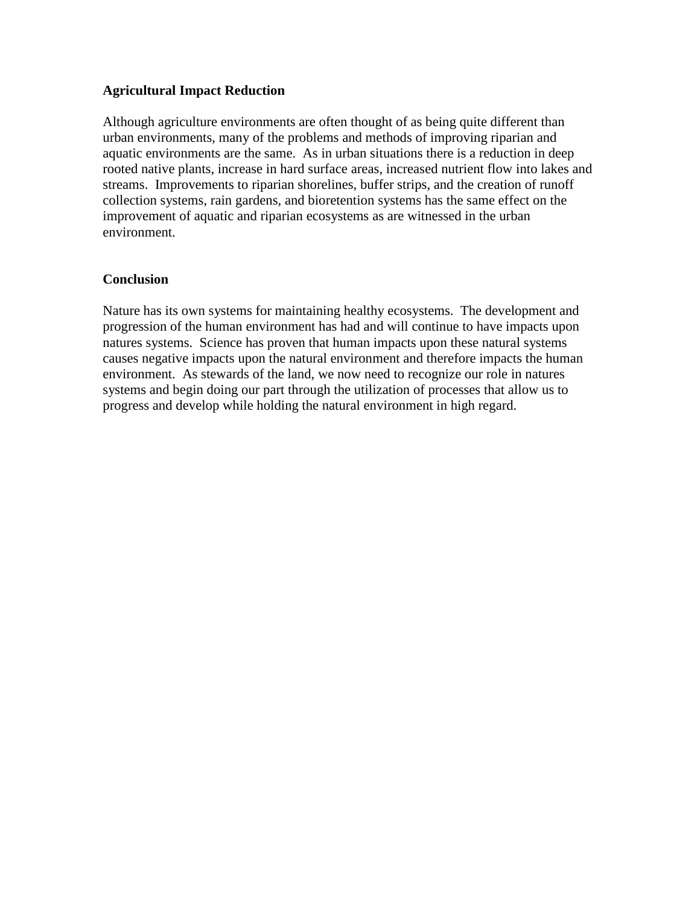**Agricultural Impact Reduction**

Although agriculture environments are often thought of as being quite different than urban environments, many of the problems and methods of improving riparian and aquatic environments are the same.  As in urban situations there is a reduction in deep rooted native plants, increase in hard surface areas, increased nutrient flow into lakes and streams.  Improvements to riparian shorelines, buffer strips, and the creation of runoff collection systems, rain gardens, and bioretention systems has the same effect on the improvement of aquatic and riparian ecosystems as are witnessed in the urban environment.

**Conclusion**

Nature has its own systems for maintaining healthy ecosystems.  The development and progression of the human environment has had and will continue to have impacts upon natures systems.  Science has proven that human impacts upon these natural systems causes negative impacts upon the natural environment and therefore impacts the human environment.  As stewards of the land, we now need to recognize our role in natures systems and begin doing our part through the utilization of processes that allow us to progress and develop while holding the natural environment in high regard.